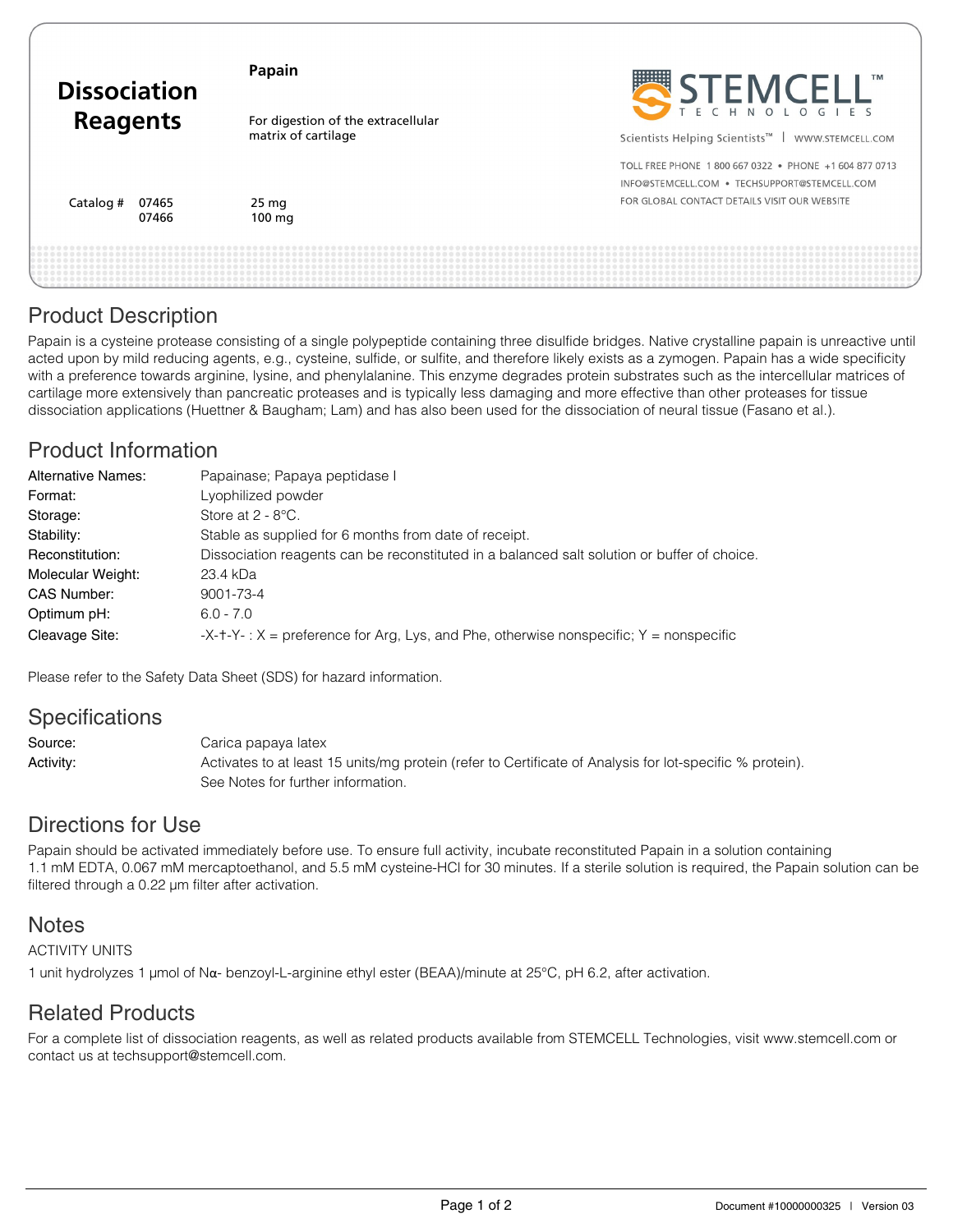# Dissociation Reagents

**Papain**

For digestion of the extracellular matrix of cartilage

| Catalog # | |
|---|---|
| 07465 | 25 mg |
| 07466 | 100 mg |

STEMCELL TECHNOLOGIES

Scientists Helping Scientists™ | WWW.STEMCELL.COM

TOLL FREE PHONE 1 800 667 0322 • PHONE +1 604 877 0713
INFO@STEMCELL.COM • TECHSUPPORT@STEMCELL.COM
FOR GLOBAL CONTACT DETAILS VISIT OUR WEBSITE

## Product Description

Papain is a cysteine protease consisting of a single polypeptide containing three disulfide bridges. Native crystalline papain is unreactive until acted upon by mild reducing agents, e.g., cysteine, sulfide, or sulfite, and therefore likely exists as a zymogen. Papain has a wide specificity with a preference towards arginine, lysine, and phenylalanine. This enzyme degrades protein substrates such as the intercellular matrices of cartilage more extensively than pancreatic proteases and is typically less damaging and more effective than other proteases for tissue dissociation applications (Huettner & Baugham; Lam) and has also been used for the dissociation of neural tissue (Fasano et al.).

## Product Information

| | |
|---|---|
| Alternative Names: | Papainase; Papaya peptidase I |
| Format: | Lyophilized powder |
| Storage: | Store at 2 - 8°C. |
| Stability: | Stable as supplied for 6 months from date of receipt. |
| Reconstitution: | Dissociation reagents can be reconstituted in a balanced salt solution or buffer of choice. |
| Molecular Weight: | 23.4 kDa |
| CAS Number: | 9001-73-4 |
| Optimum pH: | 6.0 - 7.0 |
| Cleavage Site: | -X-†-Y- : X = preference for Arg, Lys, and Phe, otherwise nonspecific; Y = nonspecific |

Please refer to the Safety Data Sheet (SDS) for hazard information.

## Specifications

| | |
|---|---|
| Source: | Carica papaya latex |
| Activity: | Activates to at least 15 units/mg protein (refer to Certificate of Analysis for lot-specific % protein). See Notes for further information. |

## Directions for Use

Papain should be activated immediately before use. To ensure full activity, incubate reconstituted Papain in a solution containing 1.1 mM EDTA, 0.067 mM mercaptoethanol, and 5.5 mM cysteine-HCl for 30 minutes. If a sterile solution is required, the Papain solution can be filtered through a 0.22 µm filter after activation.

## Notes

ACTIVITY UNITS

1 unit hydrolyzes 1 µmol of Nα- benzoyl-L-arginine ethyl ester (BEAA)/minute at 25°C, pH 6.2, after activation.

## Related Products

For a complete list of dissociation reagents, as well as related products available from STEMCELL Technologies, visit www.stemcell.com or contact us at techsupport@stemcell.com.

Document #10000000325 | Version 03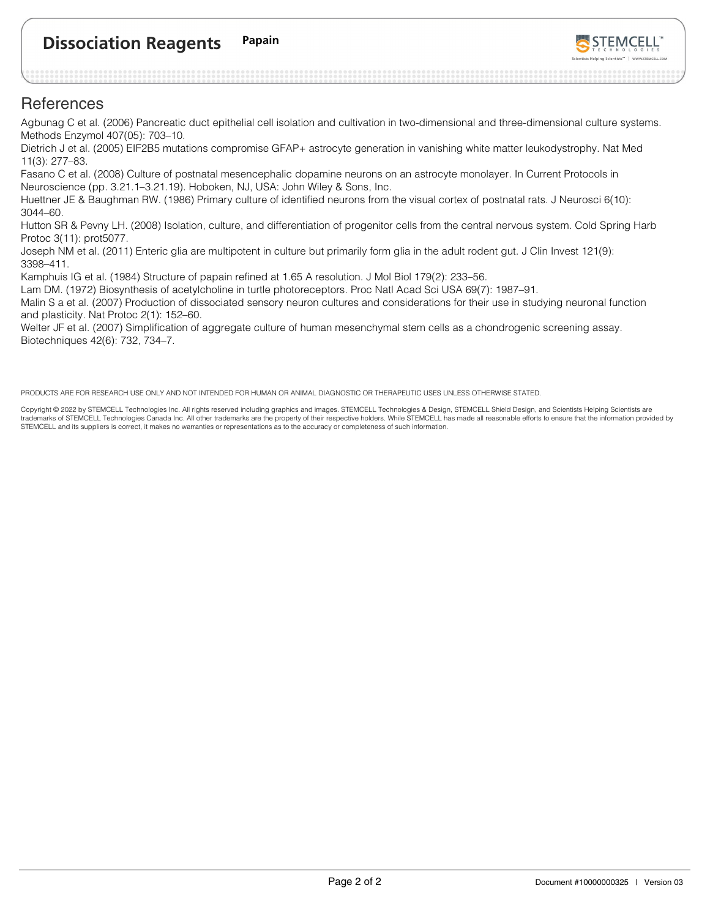## References

Agbunag C et al. (2006) Pancreatic duct epithelial cell isolation and cultivation in two-dimensional and three-dimensional culture systems. Methods Enzymol 407(05): 703–10.

Dietrich J et al. (2005) EIF2B5 mutations compromise GFAP+ astrocyte generation in vanishing white matter leukodystrophy. Nat Med 11(3): 277–83.

Fasano C et al. (2008) Culture of postnatal mesencephalic dopamine neurons on an astrocyte monolayer. In Current Protocols in Neuroscience (pp. 3.21.1–3.21.19). Hoboken, NJ, USA: John Wiley & Sons, Inc.

Huettner JE & Baughman RW. (1986) Primary culture of identified neurons from the visual cortex of postnatal rats. J Neurosci 6(10): 3044–60.

Hutton SR & Pevny LH. (2008) Isolation, culture, and differentiation of progenitor cells from the central nervous system. Cold Spring Harb Protoc 3(11): prot5077.

Joseph NM et al. (2011) Enteric glia are multipotent in culture but primarily form glia in the adult rodent gut. J Clin Invest 121(9): 3398–411.

Kamphuis IG et al. (1984) Structure of papain refined at 1.65 A resolution. J Mol Biol 179(2): 233–56.

Lam DM. (1972) Biosynthesis of acetylcholine in turtle photoreceptors. Proc Natl Acad Sci USA 69(7): 1987–91.

Malin S a et al. (2007) Production of dissociated sensory neuron cultures and considerations for their use in studying neuronal function and plasticity. Nat Protoc 2(1): 152–60.

Welter JF et al. (2007) Simplification of aggregate culture of human mesenchymal stem cells as a chondrogenic screening assay. Biotechniques 42(6): 732, 734–7.

PRODUCTS ARE FOR RESEARCH USE ONLY AND NOT INTENDED FOR HUMAN OR ANIMAL DIAGNOSTIC OR THERAPEUTIC USES UNLESS OTHERWISE STATED.

Copyright © 2022 by STEMCELL Technologies Inc. All rights reserved including graphics and images. STEMCELL Technologies & Design, STEMCELL Shield Design, and Scientists Helping Scientists are trademarks of STEMCELL Technologies Canada Inc. All other trademarks are the property of their respective holders. While STEMCELL has made all reasonable efforts to ensure that the information provided by STEMCELL and its suppliers is correct, it makes no warranties or representations as to the accuracy or completeness of such information.

Document #10000000325 | Version 03